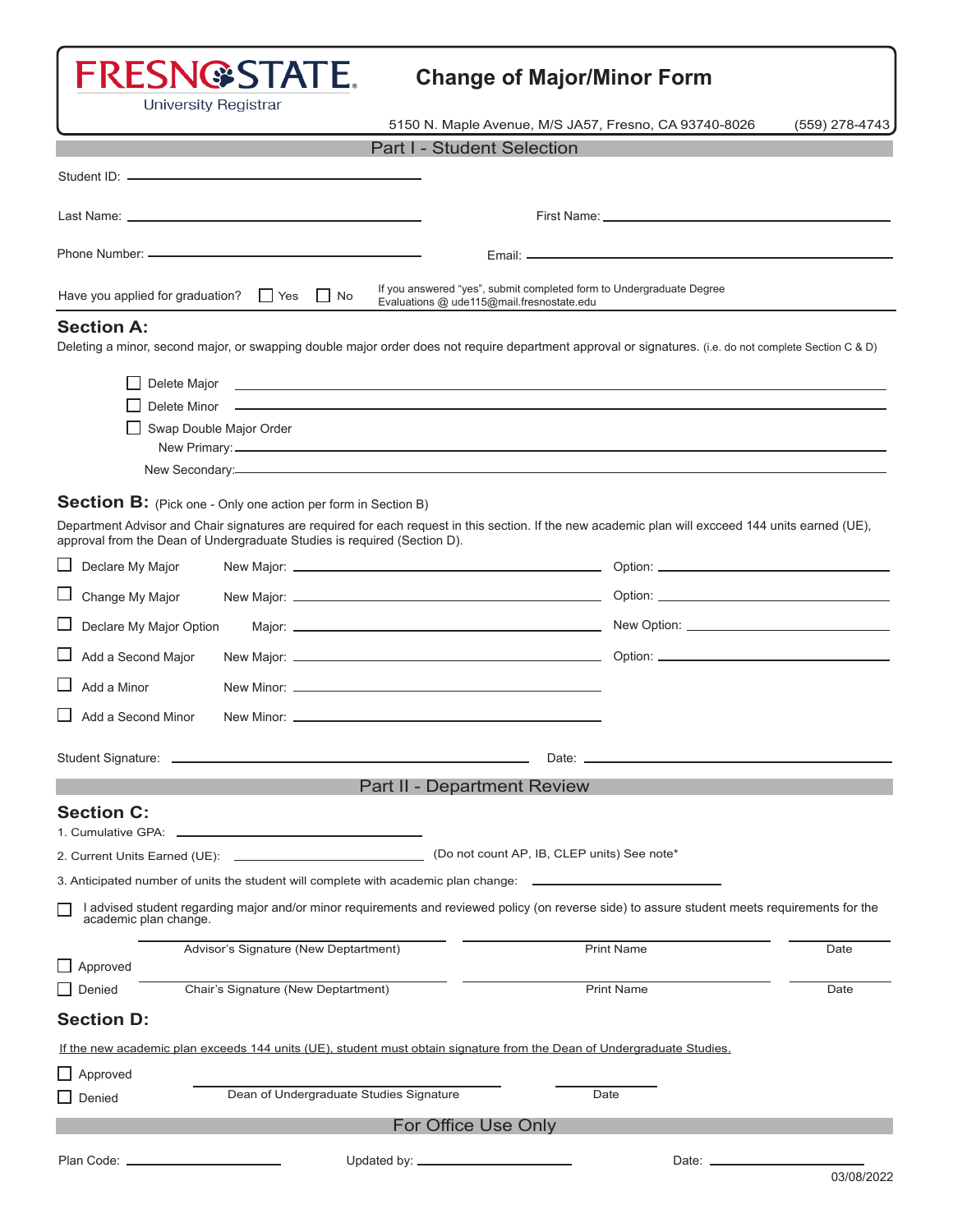# FRESNO STATE

University Registrar

## Change of Major/Minor Form

5150 N. Maple Avenue, M/S JA57, Fresno, CA 93740-8026 (559) 278-4743

## Part I - Student Selection

Student ID: ______________________________

Last Name: ______________________________ First Name: ______________________________

Phone Number: ______________________________ Email: ______________________________

Have you applied for graduation? ☐ Yes ☐ No

If you answered "yes", submit completed form to Undergraduate Degree Evaluations @ ude115@mail.fresnostate.edu

### Section A:

Deleting a minor, second major, or swapping double major order does not require department approval or signatures. (i.e. do not complete Section C & D)

☐ Delete Major ______________________________

☐ Delete Minor ______________________________

☐ Swap Double Major Order

New Primary: ______________________________

New Secondary: ______________________________

### Section B: (Pick one - Only one action per form in Section B)

Department Advisor and Chair signatures are required for each request in this section. If the new academic plan will excceed 144 units earned (UE), approval from the Dean of Undergraduate Studies is required (Section D).

☐ Declare My Major New Major: ______________________________ Option: ______________________________

☐ Change My Major New Major: ______________________________ Option: ______________________________

☐ Declare My Major Option Major: ______________________________ New Option: ______________________________

☐ Add a Second Major New Major: ______________________________ Option: ______________________________

☐ Add a Minor New Minor: ______________________________

☐ Add a Second Minor New Minor: ______________________________

Student Signature: ______________________________ Date: ______________________________

## Part II - Department Review

### Section C:

1. Cumulative GPA: ______________________________
2. Current Units Earned (UE): ______________________________ (Do not count AP, IB, CLEP units) See note*
3. Anticipated number of units the student will complete with academic plan change: ______________________________

☐ I advised student regarding major and/or minor requirements and reviewed policy (on reverse side) to assure student meets requirements for the academic plan change.

______________________________ ______________________________ ______________

Advisor's Signature (New Deptartment) Print Name Date

☐ Approved

☐ Denied

______________________________ ______________________________ ______________

Chair's Signature (New Deptartment) Print Name Date

### Section D:

If the new academic plan exceeds 144 units (UE), student must obtain signature from the Dean of Undergraduate Studies.

☐ Approved

☐ Denied

______________________________ ______________

Dean of Undergraduate Studies Signature Date

## For Office Use Only

Plan Code: ______________________________ Updated by: ______________________________ Date: ______________________________

03/08/2022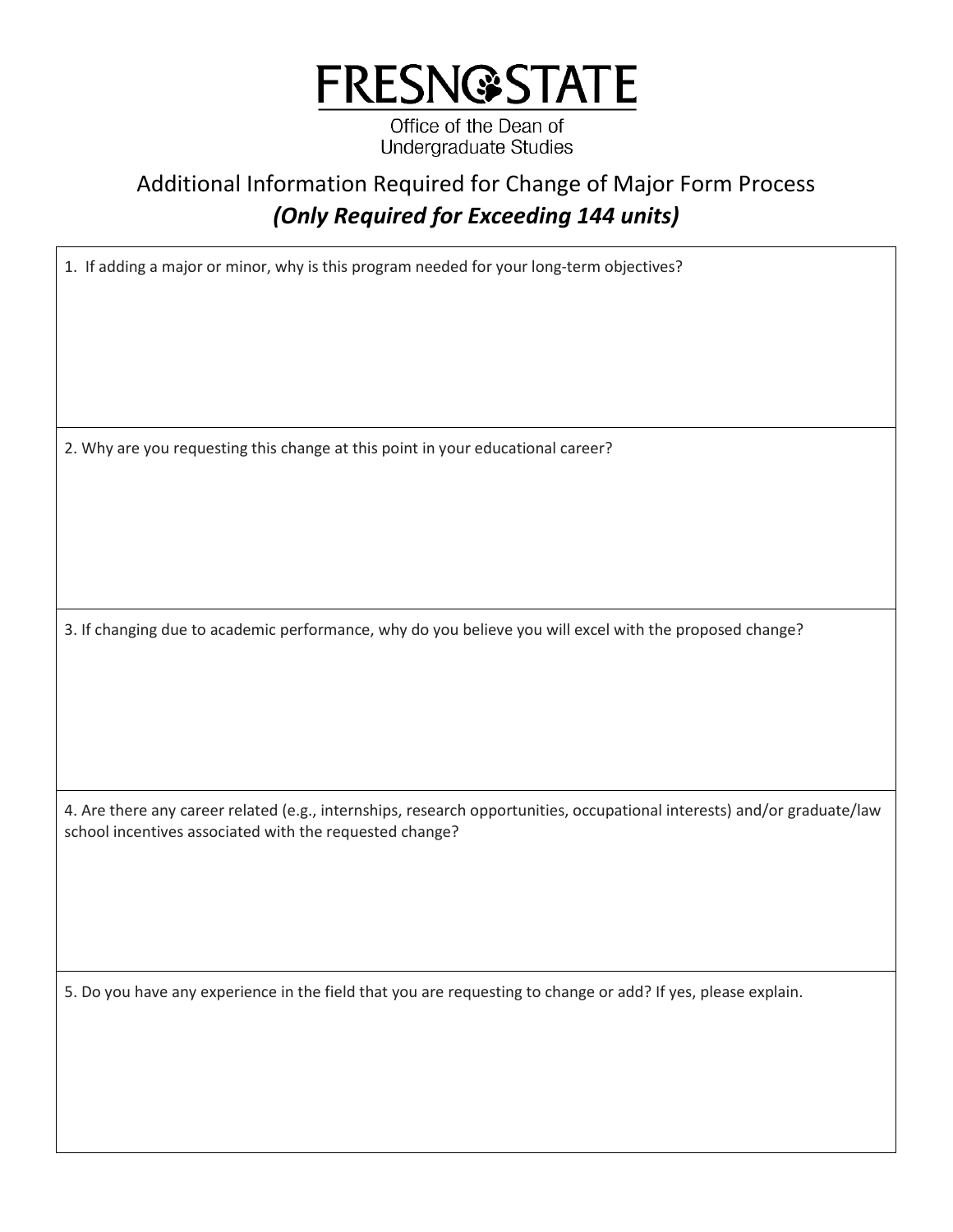# FRESNO STATE

Office of the Dean of
Undergraduate Studies

## Additional Information Required for Change of Major Form Process
## *(Only Required for Exceeding 144 units)*

| 1. If adding a major or minor, why is this program needed for your long-term objectives? |
|---|
| 2. Why are you requesting this change at this point in your educational career? |
| 3. If changing due to academic performance, why do you believe you will excel with the proposed change? |
| 4. Are there any career related (e.g., internships, research opportunities, occupational interests) and/or graduate/law school incentives associated with the requested change? |
| 5. Do you have any experience in the field that you are requesting to change or add? If yes, please explain. |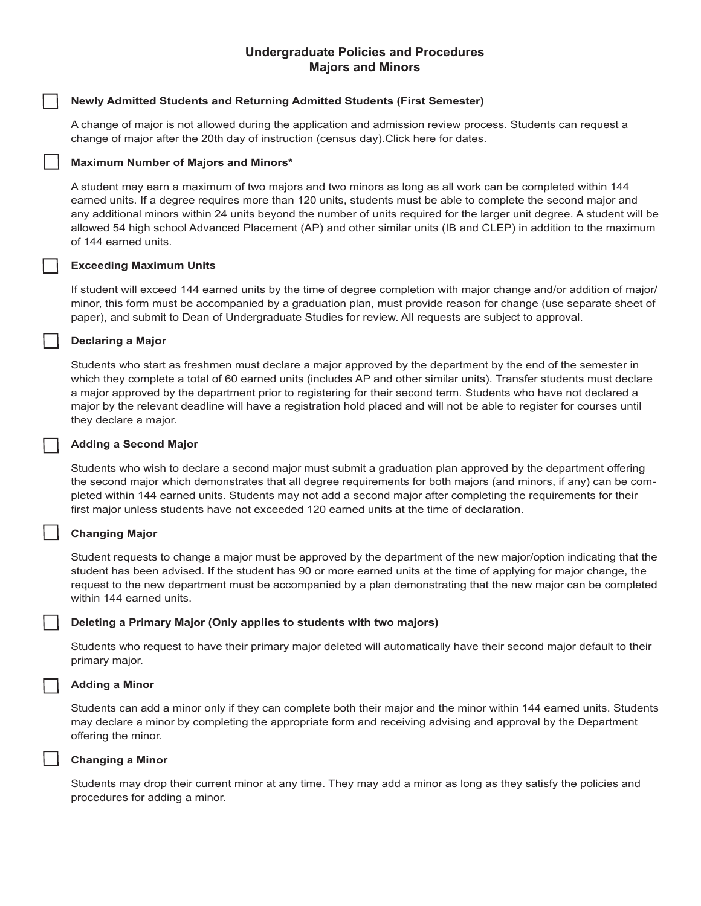# Undergraduate Policies and Procedures
## Majors and Minors

- [ ] **Newly Admitted Students and Returning Admitted Students (First Semester)**

A change of major is not allowed during the application and admission review process. Students can request a change of major after the 20th day of instruction (census day).Click here for dates.

- [ ] **Maximum Number of Majors and Minors***

A student may earn a maximum of two majors and two minors as long as all work can be completed within 144 earned units. If a degree requires more than 120 units, students must be able to complete the second major and any additional minors within 24 units beyond the number of units required for the larger unit degree. A student will be allowed 54 high school Advanced Placement (AP) and other similar units (IB and CLEP) in addition to the maximum of 144 earned units.

- [ ] **Exceeding Maximum Units**

If student will exceed 144 earned units by the time of degree completion with major change and/or addition of major/minor, this form must be accompanied by a graduation plan, must provide reason for change (use separate sheet of paper), and submit to Dean of Undergraduate Studies for review. All requests are subject to approval.

- [ ] **Declaring a Major**

Students who start as freshmen must declare a major approved by the department by the end of the semester in which they complete a total of 60 earned units (includes AP and other similar units). Transfer students must declare a major approved by the department prior to registering for their second term. Students who have not declared a major by the relevant deadline will have a registration hold placed and will not be able to register for courses until they declare a major.

- [ ] **Adding a Second Major**

Students who wish to declare a second major must submit a graduation plan approved by the department offering the second major which demonstrates that all degree requirements for both majors (and minors, if any) can be completed within 144 earned units. Students may not add a second major after completing the requirements for their first major unless students have not exceeded 120 earned units at the time of declaration.

- [ ] **Changing Major**

Student requests to change a major must be approved by the department of the new major/option indicating that the student has been advised. If the student has 90 or more earned units at the time of applying for major change, the request to the new department must be accompanied by a plan demonstrating that the new major can be completed within 144 earned units.

- [ ] **Deleting a Primary Major (Only applies to students with two majors)**

Students who request to have their primary major deleted will automatically have their second major default to their primary major.

- [ ] **Adding a Minor**

Students can add a minor only if they can complete both their major and the minor within 144 earned units. Students may declare a minor by completing the appropriate form and receiving advising and approval by the Department offering the minor.

- [ ] **Changing a Minor**

Students may drop their current minor at any time. They may add a minor as long as they satisfy the policies and procedures for adding a minor.